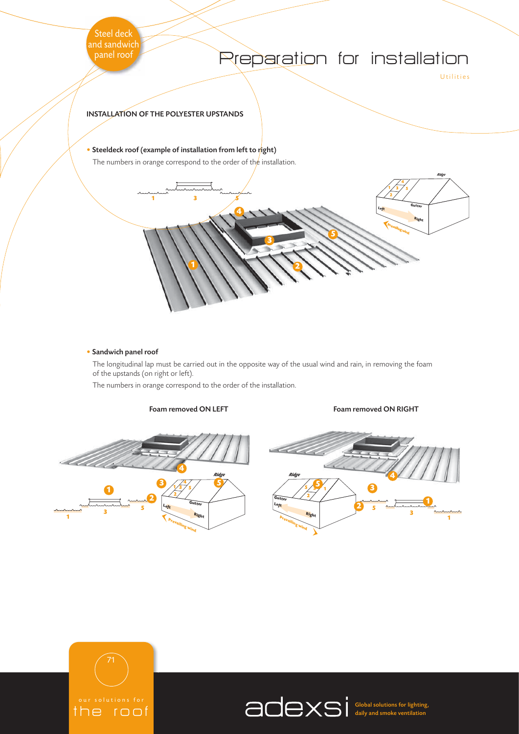# Preparation for installation

Utilities

## INSTALLATION OF THE POLYESTER UPSTANDS

- **Steeldeck roof (example of installation from left to right)**

  The numbers in orange correspond to the order of the installation.

- **Sandwich panel roof**

  The longitudinal lap must be carried out in the opposite way of the usual wind and rain, in removing the foam of the upstands (on right or left).

  The numbers in orange correspond to the order of the installation.

**Foam removed ON LEFT** | **Foam removed ON RIGHT**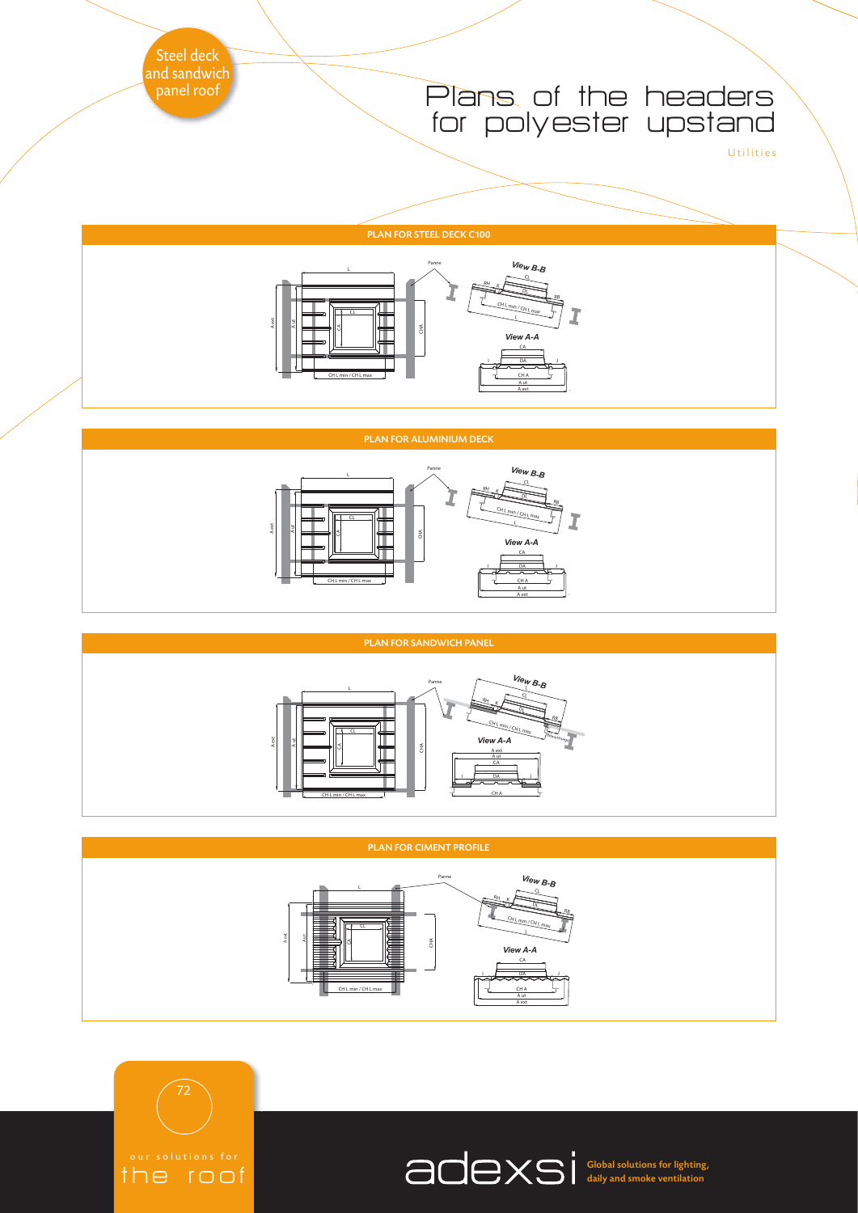Steel deck and sandwich panel roof

# Plans of the headers for polyester upstand

Utilities

## PLAN FOR STEEL DECK C100

L

Panne

View B-B

CL

RH

K

DL

RB

CH L min / CH L max

L

A ext

A ut

CL

CA

CHA

View A-A

CA

I

DA

J

CH L min / CH L max

CH A

A ut

A ext

## PLAN FOR ALUMINIUM DECK

L

Panne

View B-B

CL

RH

K

DL

RB

CH L min / CH L max

L

A ext

A ut

CL

CA

CHA

View A-A

CA

I

DA

J

CH L min / CH L max

CH A

A ut

A ext

## PLAN FOR SANDWICH PANEL

L

Panne

View B-B

L

CL

RH

K

DL

RB

CH L min / CH L max

A ext

A ut

CL

CA

CHA

View A-A

A ext

A ut

CA

I

DA

J

CH L min / CH L max

CH A

## PLAN FOR CIMENT PROFILE

Panne

View B-B

L

CL

RH

K

DL

RB

CH L min / CH L max

J

A ext

A ut

CL

CA

CHA

View A-A

CA

I

DA

J

CH L min / CH L max

CH A

A ut

A ext

our solutions for the roof

adexsi Global solutions for lighting, daily and smoke ventilation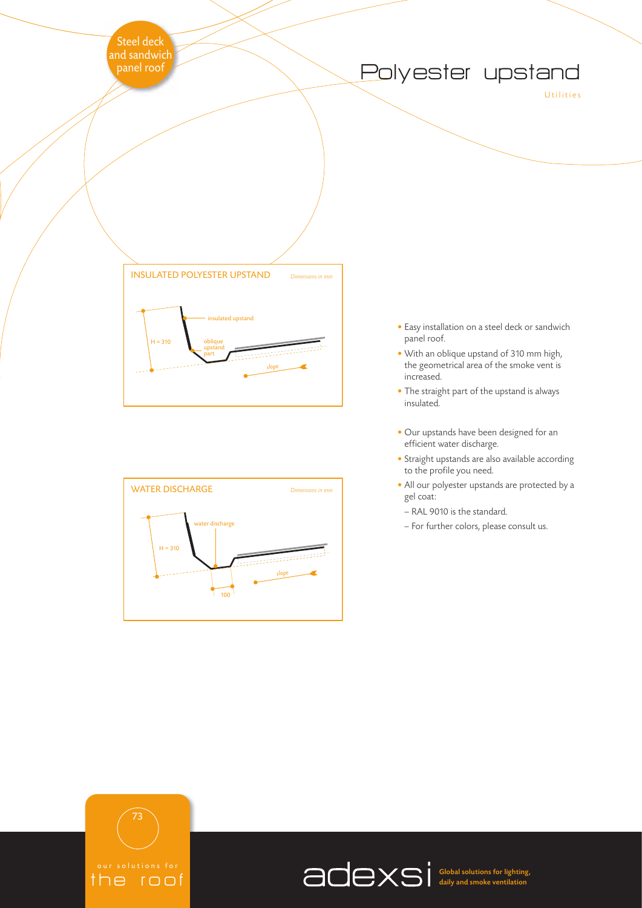Steel deck and sandwich panel roof

# Polyester upstand

Utilities

## INSULATED POLYESTER UPSTAND

*Dimensions in mm*

insulated upstand

H = 310

oblique upstand part

slope

## WATER DISCHARGE

*Dimensions in mm*

water discharge

H = 310

slope

100

- Easy installation on a steel deck or sandwich panel roof.
- With an oblique upstand of 310 mm high, the geometrical area of the smoke vent is increased.
- The straight part of the upstand is always insulated.

- Our upstands have been designed for an efficient water discharge.
- Straight upstands are also available according to the profile you need.
- All our polyester upstands are protected by a gel coat:
  - RAL 9010 is the standard.
  - For further colors, please consult us.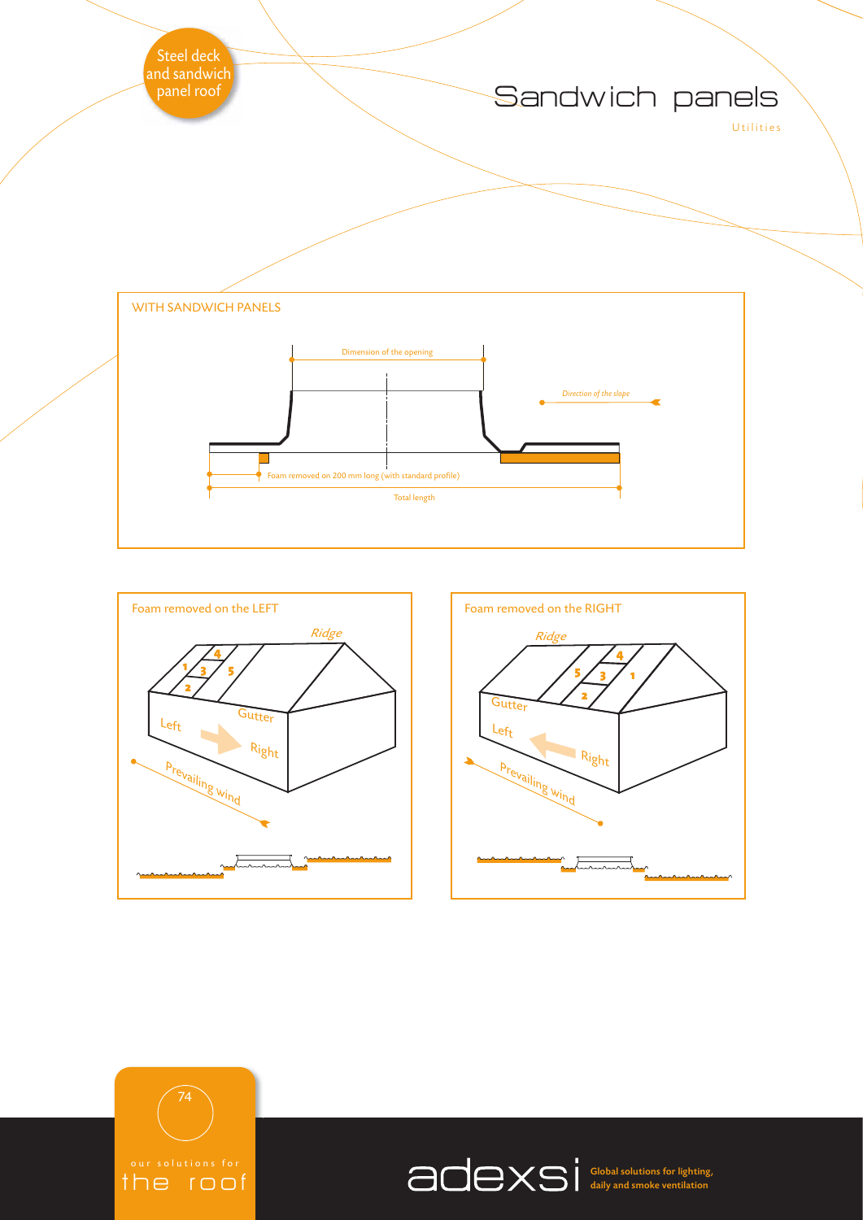Steel deck and sandwich panel roof

# Sandwich panels

Utilities

## WITH SANDWICH PANELS

Dimension of the opening

*Direction of the slope*

Foam removed on 200 mm long (with standard profile)

Total length

## Foam removed on the LEFT

*Ridge*

1 2 3 4 5

Gutter

Left

Right

Prevailing wind

## Foam removed on the RIGHT

*Ridge*

1 2 3 4 5

Gutter

Left

Right

Prevailing wind

our solutions for the roof

adexsi Global solutions for lighting, daily and smoke ventilation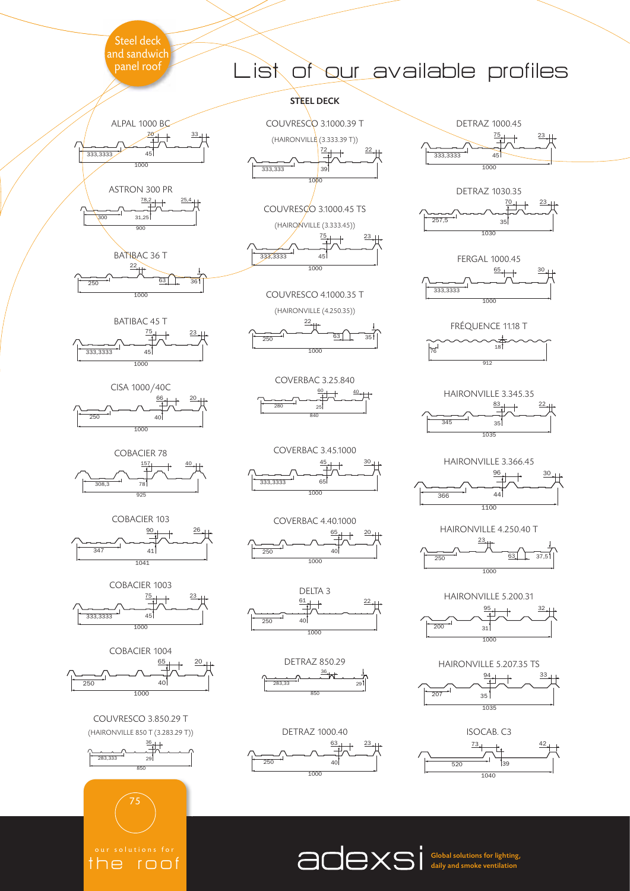Steel deck and sandwich panel roof

# List of our available profiles

## STEEL DECK

**ALPAL 1000 BC**
70 · 33 · 333,3333 · 45 · 1000

**ASTRON 300 PR**
78,2 · 25,4 · 300 · 31,25 · 900

**BATIBAC 36 T**
22 · 250 · 63 · 36 · 1000

**BATIBAC 45 T**
75 · 23 · 333,3333 · 45 · 1000

**CISA 1000/40C**
66 · 20 · 250 · 40 · 1000

**COBACIER 78**
157 · 40 · 308,3 · 78 · 925

**COBACIER 103**
90 · 26 · 347 · 41 · 1041

**COBACIER 1003**
75 · 23 · 333,3333 · 45 · 1000

**COBACIER 1004**
65 · 20 · 250 · 40 · 1000

**COUVRESCO 3.850.29 T**
(HAIRONVILLE 850 T (3.283.29 T))
36 · 283,333 · 29 · 850

**COUVRESCO 3.1000.39 T**
(HAIRONVILLE (3.333.39 T))
72 · 22 · 333,333 · 39 · 1000

**COUVRESCO 3.1000.45 TS**
(HAIRONVILLE (3.333.45))
75 · 23 · 333,3333 · 45 · 1000

**COUVRESCO 4.1000.35 T**
(HAIRONVILLE (4.250.35))
22 · 250 · 63 · 35 · 1000

**COVERBAC 3.25.840**
60 · 40 · 280 · 25 · 840

**COVERBAC 3.45.1000**
45 · 30 · 333,3333 · 65 · 1000

**COVERBAC 4.40.1000**
65 · 20 · 250 · 40 · 1000

**DELTA 3**
61 · 22 · 250 · 40 · 1000

**DETRAZ 850.29**
36 · 283,33 · 29 · 850

**DETRAZ 1000.40**
63 · 23 · 250 · 40 · 1000

**DETRAZ 1000.45**
75 · 23 · 333,3333 · 45 · 1000

**DETRAZ 1030.35**
70 · 23 · 257,5 · 35 · 1030

**FERGAL 1000.45**
65 · 30 · 333,3333 · 1000

**FRÉQUENCE 11.18 T**
76 · 18 · 912

**HAIRONVILLE 3.345.35**
83 · 22 · 345 · 35 · 1035

**HAIRONVILLE 3.366.45**
96 · 30 · 366 · 44 · 1100

**HAIRONVILLE 4.250.40 T**
23 · 250 · 63 · 37,5 · 1000

**HAIRONVILLE 5.200.31**
95 · 32 · 200 · 31 · 1000

**HAIRONVILLE 5.207.35 TS**
94 · 33 · 207 · 35 · 1035

**ISOCAB. C3**
73 · 42 · 520 · 39 · 1040

our solutions for the roof

adexsi Global solutions for lighting, daily and smoke ventilation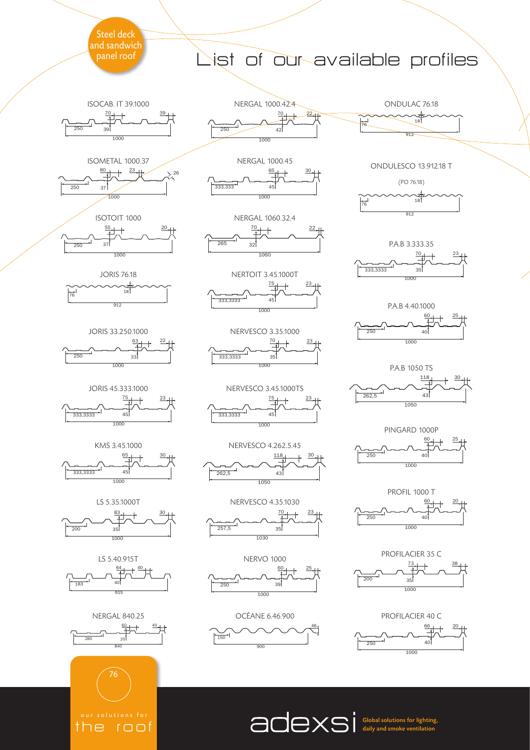Steel deck and sandwich panel roof

# List of our available profiles

### ISOCAB. IT 39.1000

70 — 39 — 250 — 39 — 1000

### ISOMETAL 1000.37

80 — 23 — 26 — 250 — 37 — 1000

### ISOTOIT 1000

55 — 20 — 250 — 37 — 1000

### JORIS 76.18

18 — 76 — 912

### JORIS 33.250.1000

63 — 22 — 250 — 33 — 1000

### JORIS 45.333.1000

75 — 23 — 333,3333 — 45 — 1000

### KMS 3.45.1000

65 — 30 — 333,3333 — 45 — 1000

### LS 5.35.1000T

83 — 30 — 200 — 35 — 1000

### LS 5.40.915T

64 — 40 — 183 — 40 — 915

### NERGAL 840.25

60 — 40 — 280 — 25 — 840

### NERGAL 1000.42.4

70 — 22 — 250 — 42 — 1000

### NERGAL 1000.45

65 — 30 — 333,333 — 45 — 1000

### NERGAL 1060.32.4

70 — 22 — 265 — 32 — 1060

### NERTOIT 3.45.1000T

75 — 23 — 333,3333 — 45 — 1000

### NERVESCO 3.35.1000

70 — 23 — 333,3333 — 35 — 1000

### NERVESCO 3.45.1000TS

75 — 23 — 333,3333 — 45 — 1000

### NERVESCO 4.262.5.45

118 — 30 — 262,5 — 43 — 1050

### NERVESCO 4.35.1030

70 — 23 — 257,5 — 35 — 1030

### NERVO 1000

60 — 25 — 250 — 39 — 1000

### OCÉANE 6.46.900

46 — 150 — 900

### ONDULAC 76.18

18 — 76 — 912

### ONDULESCO 13.912.18 T

(PO 76.18)

18 — 76 — 912

### P.A.B 3.333.35

70 — 23 — 333,3333 — 35 — 1000

### P.A.B 4.40.1000

60 — 25 — 250 — 40 — 1000

### P.A.B 1050 TS

118 — 30 — 262,5 — 43 — 1050

### PINGARD 1000P

60 — 25 — 250 — 40 — 1000

### PROFIL 1000 T

60 — 20 — 250 — 40 — 1000

### PROFILACIER 35 C

73 — 38 — 200 — 35 — 1000

### PROFILACIER 40 C

66 — 20 — 250 — 40 — 1000

our solutions for the roof

adexsi — Global solutions for lighting, daily and smoke ventilation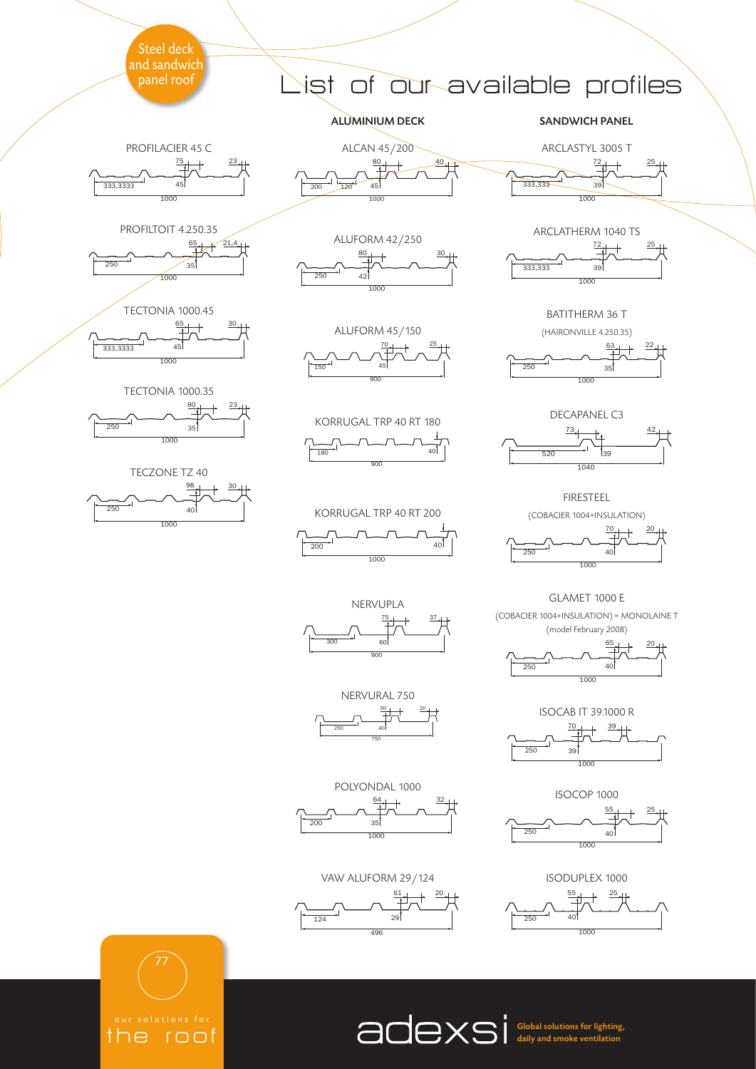Steel deck and sandwich panel roof

# List of our available profiles

PROFILACIER 45 C

75 23 45 333,3333 1000

PROFILTOIT 4.250.35

65 21,4 35 250 1000

TECTONIA 1000.45

65 30 45 333,3333 1000

TECTONIA 1000.35

80 23 35 250 1000

TECZONE TZ 40

98 30 40 250 1000

## ALUMINIUM DECK

ALCAN 45/200

80 40 45 200 120 1000

ALUFORM 42/250

80 30 42 250 1000

ALUFORM 45/150

70 25 45 150 900

KORRUGAL TRP 40 RT 180

40 180 900

KORRUGAL TRP 40 RT 200

40 200 1000

NERVUPLA

75 37 60 300 900

NERVURAL 750

60 20 40 250 750

POLYONDAL 1000

64 32 35 200 1000

VAW ALUFORM 29/124

61 20 29 124 496

## SANDWICH PANEL

ARCLASTYL 3005 T

72 25 39 333,333 1000

ARCLATHERM 1040 TS

72 25 39 333,333 1000

BATITHERM 36 T

(HAIRONVILLE 4.250.35)

63 22 35 250 1000

DECAPANEL C3

73 42 39 520 1040

FIRESTEEL

(COBACIER 1004+INSULATION)

70 20 40 250 1000

GLAMET 1000 E

(COBACIER 1004+INSULATION) = MONOLAINE T

(model February 2008)

65 20 40 250 1000

ISOCAB IT 39.1000 R

70 39 39 250 1000

ISOCOP 1000

55 25 40 250 1000

ISODUPLEX 1000

55 25 40 250 1000

our solutions for the roof

adexsi Global solutions for lighting, daily and smoke ventilation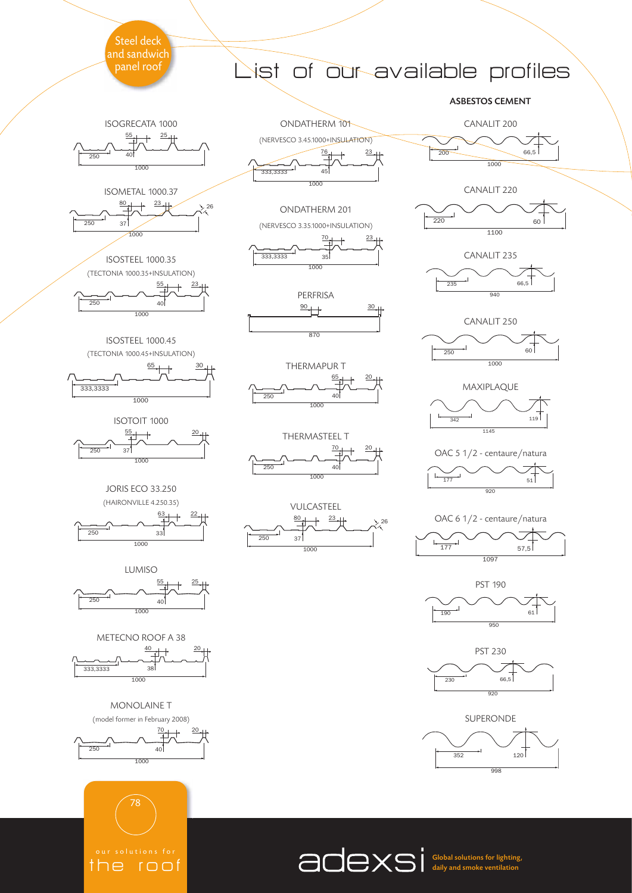Steel deck and sandwich panel roof

# List of our available profiles

### ISOGRECATA 1000

55
25
250
40
1000

### ISOMETAL 1000.37

80
23
26
250
37
1000

### ISOSTEEL 1000.35

(TECTONIA 1000.35+INSULATION)

55
23
250
40
1000

### ISOSTEEL 1000.45

(TECTONIA 1000.45+INSULATION)

65
30
333,3333
1000

### ISOTOIT 1000

55
20
250
37
1000

### JORIS ECO 33.250

(HAIRONVILLE 4.250.35)

63
22
250
33
1000

### LUMISO

55
25
250
40
1000

### METECNO ROOF A 38

40
20
333,3333
38
1000

### MONOLAINE T

(model former in February 2008)

70
20
250
40
1000

### ONDATHERM 101

(NERVESCO 3.45.1000+INSULATION)

76
23
333,3333
45
1000

### ONDATHERM 201

(NERVESCO 3.35.1000+INSULATION)

70
23
333,3333
35
1000

### PERFRISA

90
30
870

### THERMAPUR T

65
20
250
40
1000

### THERMASTEEL T

70
20
250
40
1000

### VULCASTEEL

80
23
26
250
37
1000

## ASBESTOS CEMENT

### CANALIT 200

200
66,5
1000

### CANALIT 220

220
60
1100

### CANALIT 235

235
66,5
940

### CANALIT 250

250
60
1000

### MAXIPLAQUE

342
119
1145

### OAC 5 1/2 - centaure/natura

177
51
920

### OAC 6 1/2 - centaure/natura

177
57,5
1097

### PST 190

190
61
950

### PST 230

230
66,5
920

### SUPERONDE

352
120
998

our solutions for the roof

adexsi Global solutions for lighting, daily and smoke ventilation